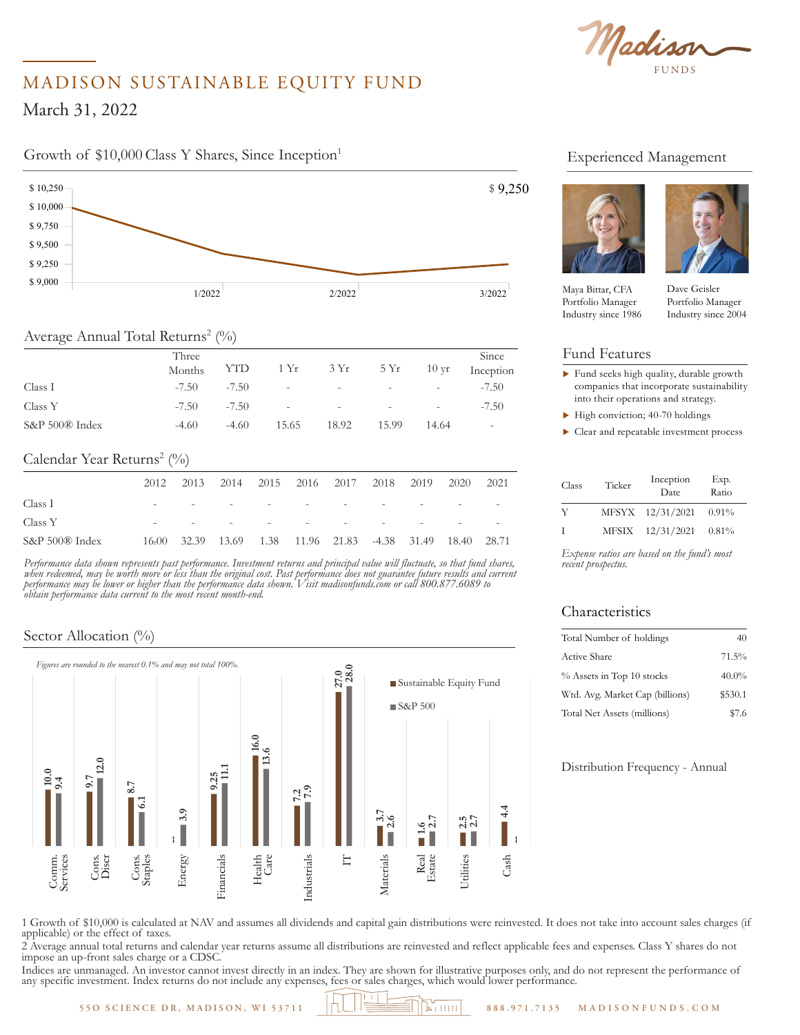# MADISON SUSTAINABLE EQUITY FUND

March 31, 2022

## Growth of $10,000 Class Y Shares, Since Inception[1]

$ 9,250

## Average Annual Total Returns[2] (%)

| | Three Months | YTD | 1 Yr | 3 Yr | 5 Yr | 10 yr | Since Inception |
|---|---|---|---|---|---|---|---|
| Class I | -7.50 | -7.50 | - | - | - | - | -7.50 |
| Class Y | -7.50 | -7.50 | - | - | - | - | -7.50 |
| S&P 500® Index | -4.60 | -4.60 | 15.65 | 18.92 | 15.99 | 14.64 | - |

## Calendar Year Returns[2] (%)

| | 2012 | 2013 | 2014 | 2015 | 2016 | 2017 | 2018 | 2019 | 2020 | 2021 |
|---|---|---|---|---|---|---|---|---|---|---|
| Class I | - | - | - | - | - | - | - | - | - | - |
| Class Y | - | - | - | - | - | - | - | - | - | - |
| S&P 500® Index | 16.00 | 32.39 | 13.69 | 1.38 | 11.96 | 21.83 | -4.38 | 31.49 | 18.40 | 28.71 |

*Performance data shown represents past performance. Investment returns and principal value will fluctuate, so that fund shares, when redeemed, may be worth more or less than the original cost. Past performance does not guarantee future results and current performance may be lower or higher than the performance data shown. Visit madisonfunds.com or call 800.877.6089 to obtain performance data current to the most recent month-end.*

## Sector Allocation (%)

*Figures are rounded to the nearest 0.1% and may not total 100%.*

| Sector | Sustainable Equity Fund | S&P 500 |
|---|---|---|
| Comm. Services | 10.0 | 9.4 |
| Cons. Discr | 9.7 | 12.0 |
| Cons. Staples | 8.7 | 6.1 |
| Energy | -- | 3.9 |
| Financials | 9.25 | 11.1 |
| Health Care | 16.0 | 13.6 |
| Industrials | 7.2 | 7.9 |
| IT | 27.0 | 28.0 |
| Materials | 3.7 | 2.6 |
| Real Estate | 1.6 | 2.7 |
| Utilities | 2.5 | 2.7 |
| Cash | 4.4 | -- |

## Experienced Management

Maya Bittar, CFA
Portfolio Manager
Industry since 1986

Dave Geisler
Portfolio Manager
Industry since 2004

## Fund Features

- Fund seeks high quality, durable growth companies that incorporate sustainability into their operations and strategy.
- High conviction; 40-70 holdings
- Clear and repeatable investment process

| Class | Ticker | Inception Date | Exp. Ratio |
|---|---|---|---|
| Y | MFSYX | 12/31/2021 | 0.91% |
| I | MFSIX | 12/31/2021 | 0.81% |

*Expense ratios are based on the fund's most recent prospectus.*

## Characteristics

| | |
|---|---|
| Total Number of holdings | 40 |
| Active Share | 71.5% |
| % Assets in Top 10 stocks | 40.0% |
| Wtd. Avg. Market Cap (billions) | $530.1 |
| Total Net Assets (millions) | $7.6 |

Distribution Frequency - Annual

1 Growth of $10,000 is calculated at NAV and assumes all dividends and capital gain distributions were reinvested. It does not take into account sales charges (if applicable) or the effect of taxes.

2 Average annual total returns and calendar year returns assume all distributions are reinvested and reflect applicable fees and expenses. Class Y shares do not impose an up-front sales charge or a CDSC.

Indices are unmanaged. An investor cannot invest directly in an index. They are shown for illustrative purposes only, and do not represent the performance of any specific investment. Index returns do not include any expenses, fees or sales charges, which would lower performance.

550 SCIENCE DR, MADISON, WI 53711 888.971.7135 MADISONFUNDS.COM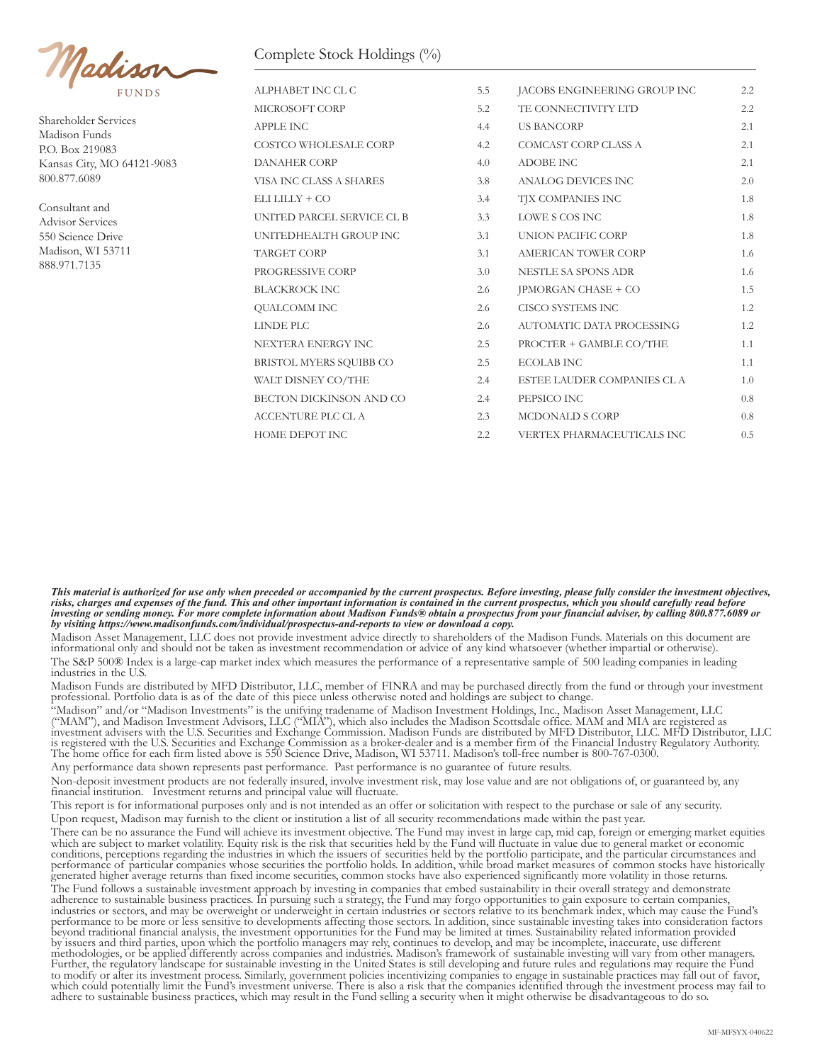Madison FUNDS

Shareholder Services
Madison Funds
P.O. Box 219083
Kansas City, MO 64121-9083
800.877.6089

Consultant and
Advisor Services
550 Science Drive
Madison, WI 53711
888.971.7135

## Complete Stock Holdings (%)

| | | | |
|---|---|---|---|
| ALPHABET INC CL C | 5.5 | JACOBS ENGINEERING GROUP INC | 2.2 |
| MICROSOFT CORP | 5.2 | TE CONNECTIVITY LTD | 2.2 |
| APPLE INC | 4.4 | US BANCORP | 2.1 |
| COSTCO WHOLESALE CORP | 4.2 | COMCAST CORP CLASS A | 2.1 |
| DANAHER CORP | 4.0 | ADOBE INC | 2.1 |
| VISA INC CLASS A SHARES | 3.8 | ANALOG DEVICES INC | 2.0 |
| ELI LILLY + CO | 3.4 | TJX COMPANIES INC | 1.8 |
| UNITED PARCEL SERVICE CL B | 3.3 | LOWE S COS INC | 1.8 |
| UNITEDHEALTH GROUP INC | 3.1 | UNION PACIFIC CORP | 1.8 |
| TARGET CORP | 3.1 | AMERICAN TOWER CORP | 1.6 |
| PROGRESSIVE CORP | 3.0 | NESTLE SA SPONS ADR | 1.6 |
| BLACKROCK INC | 2.6 | JPMORGAN CHASE + CO | 1.5 |
| QUALCOMM INC | 2.6 | CISCO SYSTEMS INC | 1.2 |
| LINDE PLC | 2.6 | AUTOMATIC DATA PROCESSING | 1.2 |
| NEXTERA ENERGY INC | 2.5 | PROCTER + GAMBLE CO/THE | 1.1 |
| BRISTOL MYERS SQUIBB CO | 2.5 | ECOLAB INC | 1.1 |
| WALT DISNEY CO/THE | 2.4 | ESTEE LAUDER COMPANIES CL A | 1.0 |
| BECTON DICKINSON AND CO | 2.4 | PEPSICO INC | 0.8 |
| ACCENTURE PLC CL A | 2.3 | MCDONALD S CORP | 0.8 |
| HOME DEPOT INC | 2.2 | VERTEX PHARMACEUTICALS INC | 0.5 |

***This material is authorized for use only when preceded or accompanied by the current prospectus. Before investing, please fully consider the investment objectives, risks, charges and expenses of the fund. This and other important information is contained in the current prospectus, which you should carefully read before investing or sending money. For more complete information about Madison Funds® obtain a prospectus from your financial adviser, by calling 800.877.6089 or by visiting https://www.madisonfunds.com/individual/prospectus-and-reports to view or download a copy.***

Madison Asset Management, LLC does not provide investment advice directly to shareholders of the Madison Funds. Materials on this document are informational only and should not be taken as investment recommendation or advice of any kind whatsoever (whether impartial or otherwise).

The S&P 500® Index is a large-cap market index which measures the performance of a representative sample of 500 leading companies in leading industries in the U.S.

Madison Funds are distributed by MFD Distributor, LLC, member of FINRA and may be purchased directly from the fund or through your investment professional. Portfolio data is as of the date of this piece unless otherwise noted and holdings are subject to change.

"Madison" and/or "Madison Investments" is the unifying tradename of Madison Investment Holdings, Inc., Madison Asset Management, LLC ("MAM"), and Madison Investment Advisors, LLC ("MIA"), which also includes the Madison Scottsdale office. MAM and MIA are registered as investment advisers with the U.S. Securities and Exchange Commission. Madison Funds are distributed by MFD Distributor, LLC. MFD Distributor, LLC is registered with the U.S. Securities and Exchange Commission as a broker-dealer and is a member firm of the Financial Industry Regulatory Authority. The home office for each firm listed above is 550 Science Drive, Madison, WI 53711. Madison's toll-free number is 800-767-0300.

Any performance data shown represents past performance. Past performance is no guarantee of future results.

Non-deposit investment products are not federally insured, involve investment risk, may lose value and are not obligations of, or guaranteed by, any financial institution. Investment returns and principal value will fluctuate.

This report is for informational purposes only and is not intended as an offer or solicitation with respect to the purchase or sale of any security.

Upon request, Madison may furnish to the client or institution a list of all security recommendations made within the past year.

There can be no assurance the Fund will achieve its investment objective. The Fund may invest in large cap, mid cap, foreign or emerging market equities which are subject to market volatility. Equity risk is the risk that securities held by the Fund will fluctuate in value due to general market or economic conditions, perceptions regarding the industries in which the issuers of securities held by the portfolio participate, and the particular circumstances and performance of particular companies whose securities the portfolio holds. In addition, while broad market measures of common stocks have historically generated higher average returns than fixed income securities, common stocks have also experienced significantly more volatility in those returns.

The Fund follows a sustainable investment approach by investing in companies that embed sustainability in their overall strategy and demonstrate adherence to sustainable business practices. In pursuing such a strategy, the Fund may forgo opportunities to gain exposure to certain companies, industries or sectors, and may be overweight or underweight in certain industries or sectors relative to its benchmark index, which may cause the Fund's performance to be more or less sensitive to developments affecting those sectors. In addition, since sustainable investing takes into consideration factors beyond traditional financial analysis, the investment opportunities for the Fund may be limited at times. Sustainability related information provided by issuers and third parties, upon which the portfolio managers may rely, continues to develop, and may be incomplete, inaccurate, use different methodologies, or be applied differently across companies and industries. Madison's framework of sustainable investing will vary from other managers. Further, the regulatory landscape for sustainable investing in the United States is still developing and future rules and regulations may require the Fund to modify or alter its investment process. Similarly, government policies incentivizing companies to engage in sustainable practices may fall out of favor, which could potentially limit the Fund's investment universe. There is also a risk that the companies identified through the investment process may fail to adhere to sustainable business practices, which may result in the Fund selling a security when it might otherwise be disadvantageous to do so.

MF-MFSYX-040622